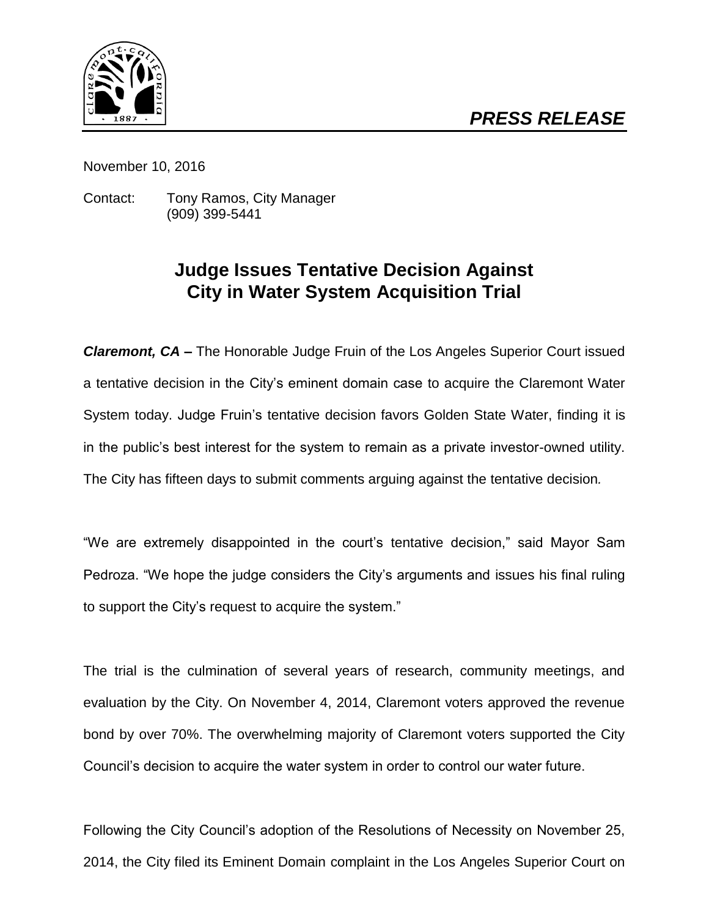*PRESS RELEASE*

November 10, 2016

Contact: Tony Ramos, City Manager
(909) 399-5441

# Judge Issues Tentative Decision Against City in Water System Acquisition Trial

***Claremont, CA –*** The Honorable Judge Fruin of the Los Angeles Superior Court issued a tentative decision in the City's eminent domain case to acquire the Claremont Water System today. Judge Fruin's tentative decision favors Golden State Water, finding it is in the public's best interest for the system to remain as a private investor-owned utility. The City has fifteen days to submit comments arguing against the tentative decision*.*

"We are extremely disappointed in the court's tentative decision," said Mayor Sam Pedroza. "We hope the judge considers the City's arguments and issues his final ruling to support the City's request to acquire the system."

The trial is the culmination of several years of research, community meetings, and evaluation by the City. On November 4, 2014, Claremont voters approved the revenue bond by over 70%. The overwhelming majority of Claremont voters supported the City Council's decision to acquire the water system in order to control our water future.

Following the City Council's adoption of the Resolutions of Necessity on November 25, 2014, the City filed its Eminent Domain complaint in the Los Angeles Superior Court on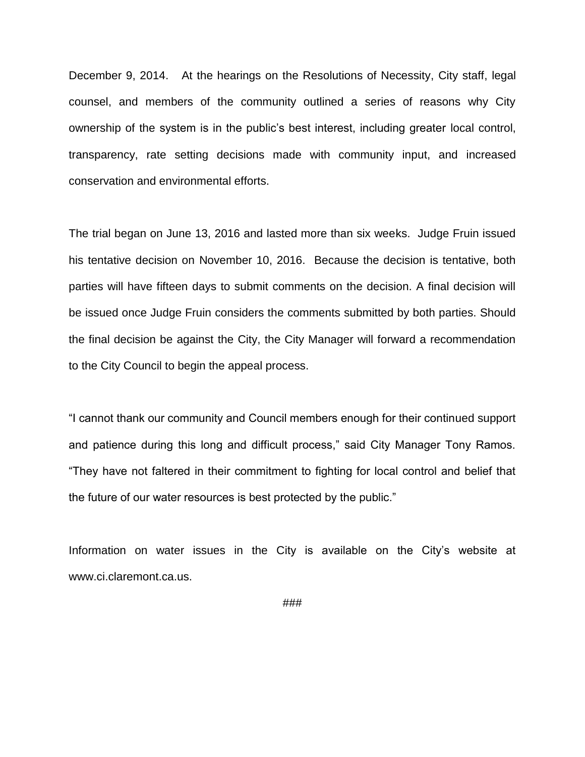December 9, 2014. At the hearings on the Resolutions of Necessity, City staff, legal counsel, and members of the community outlined a series of reasons why City ownership of the system is in the public's best interest, including greater local control, transparency, rate setting decisions made with community input, and increased conservation and environmental efforts.

The trial began on June 13, 2016 and lasted more than six weeks. Judge Fruin issued his tentative decision on November 10, 2016. Because the decision is tentative, both parties will have fifteen days to submit comments on the decision. A final decision will be issued once Judge Fruin considers the comments submitted by both parties. Should the final decision be against the City, the City Manager will forward a recommendation to the City Council to begin the appeal process.

"I cannot thank our community and Council members enough for their continued support and patience during this long and difficult process," said City Manager Tony Ramos. "They have not faltered in their commitment to fighting for local control and belief that the future of our water resources is best protected by the public."

Information on water issues in the City is available on the City's website at www.ci.claremont.ca.us.

###